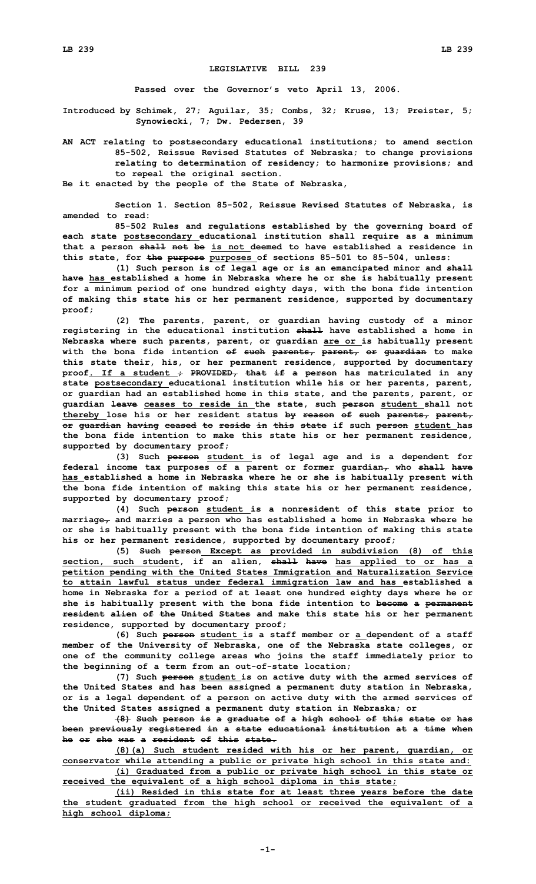# LEGISLATIVE BILL 239

**Passed over the Governor's veto April 13, 2006.**

**Introduced by Schimek, 27; Aguilar, 35; Combs, 32; Kruse, 13; Preister, 5; Synowiecki, 7; Dw. Pedersen, 39**

AN ACT relating to postsecondary educational institutions; to amend section 85-502, Reissue Revised Statutes of Nebraska; to change provisions relating to determination of residency; to harmonize provisions; and to repeal the original section.

Be it enacted by the people of the State of Nebraska,

Section 1. Section 85-502, Reissue Revised Statutes of Nebraska, is amended to read:

85-502 Rules and regulations established by the governing board of each state <u>postsecondary</u> educational institution shall require as a minimum that a person ~~shall not be~~ <u>is not</u> deemed to have established a residence in this state, for ~~the purpose~~ <u>purposes</u> of sections 85-501 to 85-504, unless:

(1) Such person is of legal age or is an emancipated minor and ~~shall have~~ <u>has</u> established a home in Nebraska where he or she is habitually present for a minimum period of one hundred eighty days, with the bona fide intention of making this state his or her permanent residence, supported by documentary proof;

(2) The parents, parent, or guardian having custody of a minor registering in the educational institution ~~shall~~ have established a home in Nebraska where such parents, parent, or guardian <u>are or</u> is habitually present with the bona fide intention ~~of such parents, parent, or guardian~~ to make this state their, his, or her permanent residence, supported by documentary proof<u>. If a student</u> ~~; PROVIDED, that if a person~~ has matriculated in any state <u>postsecondary</u> educational institution while his or her parents, parent, or guardian had an established home in this state, and the parents, parent, or guardian ~~leave~~ <u>ceases to reside in</u> the state, such ~~person~~ <u>student</u> shall not <u>thereby</u> lose his or her resident status ~~by reason of such parents, parent, or guardian having ceased to reside in this state~~ if such ~~person~~ <u>student</u> has the bona fide intention to make this state his or her permanent residence, supported by documentary proof;

(3) Such ~~person~~ <u>student</u> is of legal age and is a dependent for federal income tax purposes of a parent or former guardian~~,~~ who ~~shall have~~ <u>has</u> established a home in Nebraska where he or she is habitually present with the bona fide intention of making this state his or her permanent residence, supported by documentary proof;

(4) Such ~~person~~ <u>student</u> is a nonresident of this state prior to marriage~~,~~ and marries a person who has established a home in Nebraska where he or she is habitually present with the bona fide intention of making this state his or her permanent residence, supported by documentary proof;

(5) ~~Such person~~ <u>Except as provided in subdivision (8) of this section, such student</u>, if an alien, ~~shall have~~ <u>has applied to or has a petition pending with the United States Immigration and Naturalization Service to attain lawful status under federal immigration law and has</u> established a home in Nebraska for a period of at least one hundred eighty days where he or she is habitually present with the bona fide intention to ~~become a permanent resident alien of the United States and~~ make this state his or her permanent residence, supported by documentary proof;

(6) Such ~~person~~ <u>student</u> is a staff member or <u>a</u> dependent of a staff member of the University of Nebraska, one of the Nebraska state colleges, or one of the community college areas who joins the staff immediately prior to the beginning of a term from an out-of-state location;

(7) Such ~~person~~ <u>student</u> is on active duty with the armed services of the United States and has been assigned a permanent duty station in Nebraska, or is a legal dependent of a person on active duty with the armed services of the United States assigned a permanent duty station in Nebraska; or

~~(8) Such person is a graduate of a high school of this state or has been previously registered in a state educational institution at a time when he or she was a resident of this state.~~

<u>(8)(a) Such student resided with his or her parent, guardian, or conservator while attending a public or private high school in this state and:</u>

<u>(i) Graduated from a public or private high school in this state or received the equivalent of a high school diploma in this state;</u>

<u>(ii) Resided in this state for at least three years before the date the student graduated from the high school or received the equivalent of a high school diploma;</u>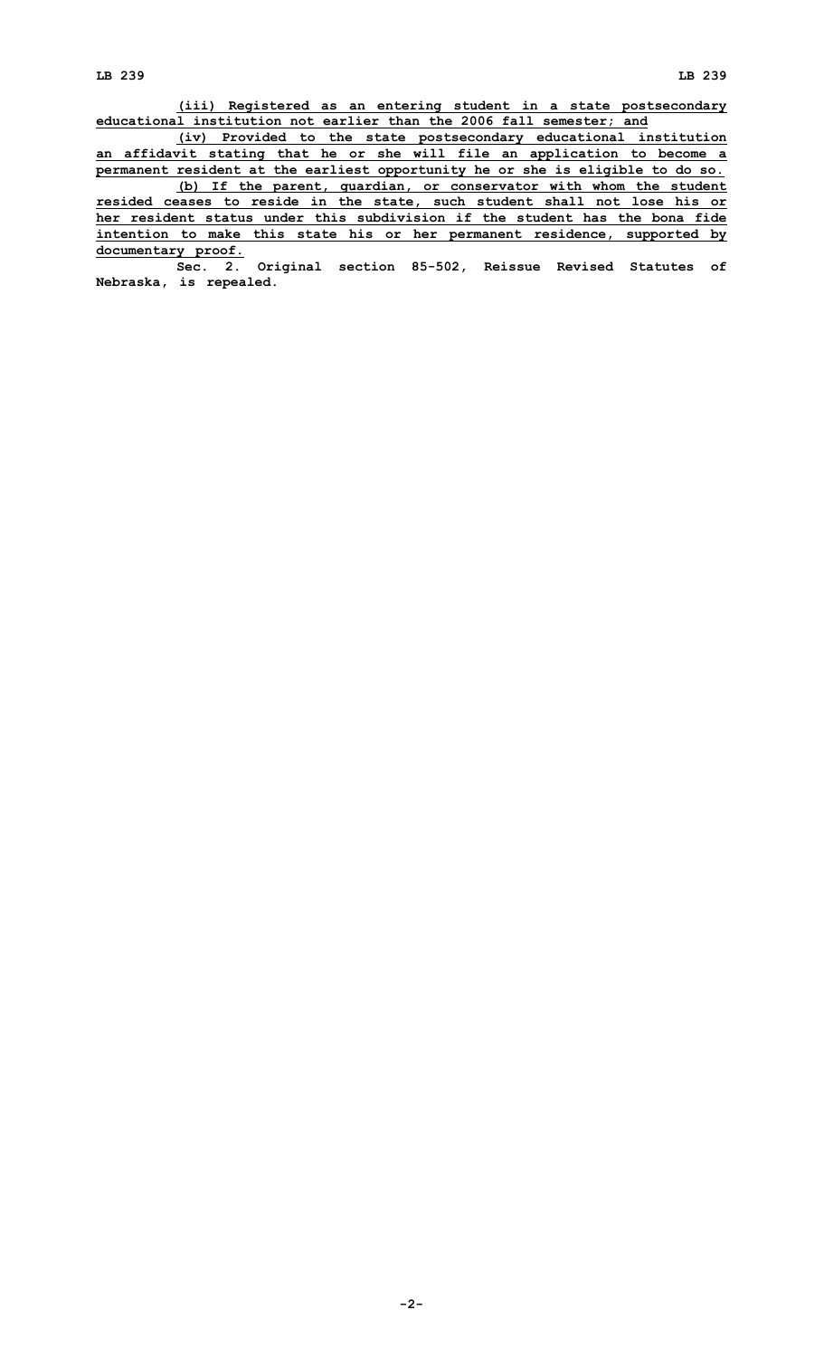(iii) Registered as an entering student in a state postsecondary educational institution not earlier than the 2006 fall semester; and

(iv) Provided to the state postsecondary educational institution an affidavit stating that he or she will file an application to become a permanent resident at the earliest opportunity he or she is eligible to do so.

(b) If the parent, guardian, or conservator with whom the student resided ceases to reside in the state, such student shall not lose his or her resident status under this subdivision if the student has the bona fide intention to make this state his or her permanent residence, supported by documentary proof.

Sec. 2. Original section 85-502, Reissue Revised Statutes of Nebraska, is repealed.